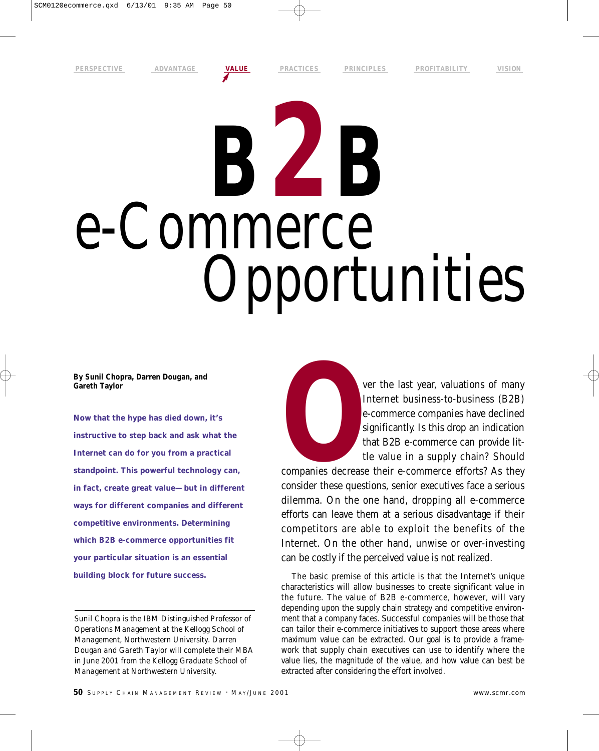# B2B e-Commerce Opportunities

**By Sunil Chopra, Darren Dougan, and Gareth Taylor**

**Now that the hype has died down, it's instructive to step back and ask what the Internet can do for you from a practical standpoint. This powerful technology can, in fact, create great value—but in different ways for different companies and different competitive environments. Determining which B2B e-commerce opportunities fit your particular situation is an essential building block for future success.**

Sunil Chopra is the IBM Distinguished Professor of Operations Management at the Kellogg School of Management, Northwestern University. Darren Dougan and Gareth Taylor will complete their MBA in June 2001 from the Kellogg Graduate School of Management at Northwestern University.

Over the last year, valuations of many Internet business-to-business (B2B) e-commerce companies have declined significantly. Is this drop an indication that B2B e-commerce can provide little value in a supply chain? Should companies decrease their e-commerce efforts? As they consider these questions, senior executives face a serious dilemma. On the one hand, dropping all e-commerce efforts can leave them at a serious disadvantage if their competitors are able to exploit the benefits of the Internet. On the other hand, unwise or over-investing can be costly if the perceived value is not realized.

The basic premise of this article is that the Internet's unique characteristics will allow businesses to create significant value in the future. The value of B2B e-commerce, however, will vary depending upon the supply chain strategy and competitive environment that a company faces. Successful companies will be those that can tailor their e-commerce initiatives to support those areas where maximum value can be extracted. Our goal is to provide a framework that supply chain executives can use to identify where the value lies, the magnitude of the value, and how value can best be extracted after considering the effort involved.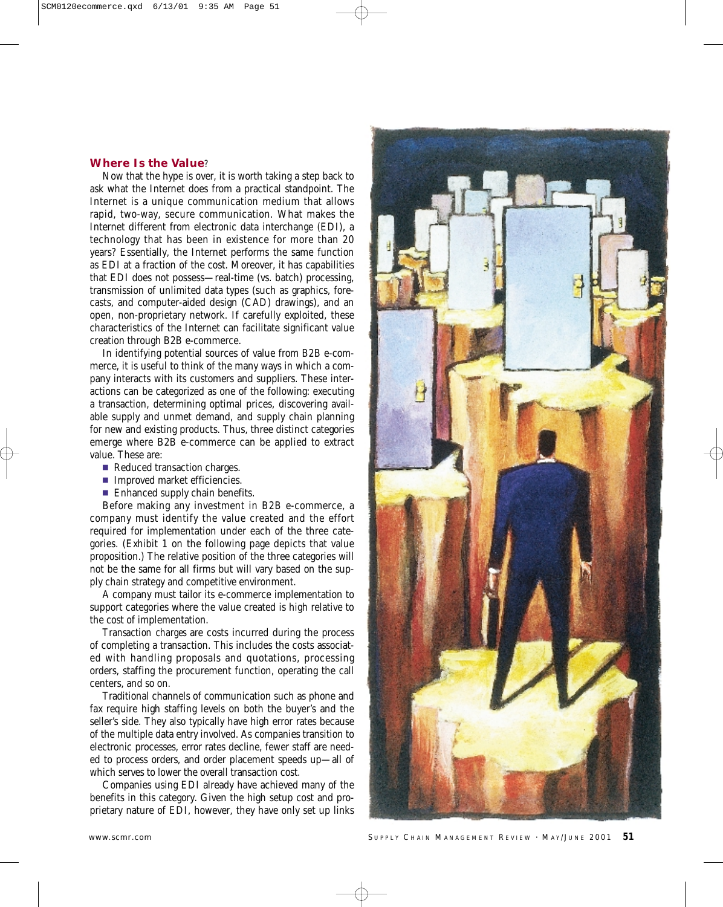## Where Is the Value?

Now that the hype is over, it is worth taking a step back to ask what the Internet does from a practical standpoint. The Internet is a unique communication medium that allows rapid, two-way, secure communication. What makes the Internet different from electronic data interchange (EDI), a technology that has been in existence for more than 20 years? Essentially, the Internet performs the same function as EDI at a fraction of the cost. Moreover, it has capabilities that EDI does not possess—real-time (vs. batch) processing, transmission of unlimited data types (such as graphics, forecasts, and computer-aided design (CAD) drawings), and an open, non-proprietary network. If carefully exploited, these characteristics of the Internet can facilitate significant value creation through B2B e-commerce.

In identifying potential sources of value from B2B e-commerce, it is useful to think of the many ways in which a company interacts with its customers and suppliers. These interactions can be categorized as one of the following: executing a transaction, determining optimal prices, discovering available supply and unmet demand, and supply chain planning for new and existing products. Thus, three distinct categories emerge where B2B e-commerce can be applied to extract value. These are:

- Reduced transaction charges.
- Improved market efficiencies.
- Enhanced supply chain benefits.

Before making any investment in B2B e-commerce, a company must identify the value created and the effort required for implementation under each of the three categories. (Exhibit 1 on the following page depicts that value proposition.) The relative position of the three categories will not be the same for all firms but will vary based on the supply chain strategy and competitive environment.

A company must tailor its e-commerce implementation to support categories where the value created is high relative to the cost of implementation.

*Transaction charges* are costs incurred during the process of completing a transaction. This includes the costs associated with handling proposals and quotations, processing orders, staffing the procurement function, operating the call centers, and so on.

Traditional channels of communication such as phone and fax require high staffing levels on both the buyer's and the seller's side. They also typically have high error rates because of the multiple data entry involved. As companies transition to electronic processes, error rates decline, fewer staff are needed to process orders, and order placement speeds up—all of which serves to lower the overall transaction cost.

Companies using EDI already have achieved many of the benefits in this category. Given the high setup cost and proprietary nature of EDI, however, they have only set up links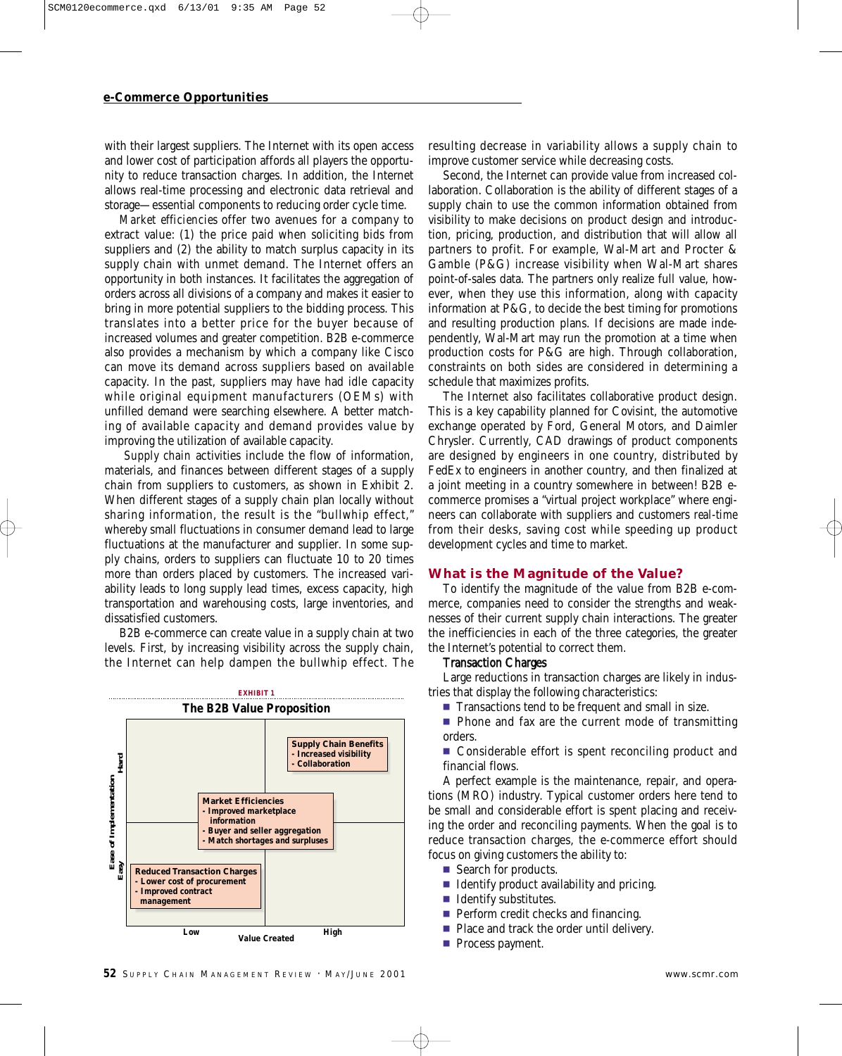with their largest suppliers. The Internet with its open access and lower cost of participation affords all players the opportunity to reduce transaction charges. In addition, the Internet allows real-time processing and electronic data retrieval and storage—essential components to reducing order cycle time.

Market efficiencies offer two avenues for a company to extract value: (1) the price paid when soliciting bids from suppliers and (2) the ability to match surplus capacity in its supply chain with unmet demand. The Internet offers an opportunity in both instances. It facilitates the aggregation of orders across all divisions of a company and makes it easier to bring in more potential suppliers to the bidding process. This translates into a better price for the buyer because of increased volumes and greater competition. B2B e-commerce also provides a mechanism by which a company like Cisco can move its demand across suppliers based on available capacity. In the past, suppliers may have had idle capacity while original equipment manufacturers (OEMs) with unfilled demand were searching elsewhere. A better matching of available capacity and demand provides value by improving the utilization of available capacity.

Supply chain activities include the flow of information, materials, and finances between different stages of a supply chain from suppliers to customers, as shown in Exhibit 2. When different stages of a supply chain plan locally without sharing information, the result is the "bullwhip effect," whereby small fluctuations in consumer demand lead to large fluctuations at the manufacturer and supplier. In some supply chains, orders to suppliers can fluctuate 10 to 20 times more than orders placed by customers. The increased variability leads to long supply lead times, excess capacity, high transportation and warehousing costs, large inventories, and dissatisfied customers.

B2B e-commerce can create value in a supply chain at two levels. First, by increasing visibility across the supply chain, the Internet can help dampen the bullwhip effect. The resulting decrease in variability allows a supply chain to improve customer service while decreasing costs.

Second, the Internet can provide value from increased collaboration. Collaboration is the ability of different stages of a supply chain to use the common information obtained from visibility to make decisions on product design and introduction, pricing, production, and distribution that will allow all partners to profit. For example, Wal-Mart and Procter & Gamble (P&G) increase visibility when Wal-Mart shares point-of-sales data. The partners only realize full value, however, when they use this information, along with capacity information at P&G, to decide the best timing for promotions and resulting production plans. If decisions are made independently, Wal-Mart may run the promotion at a time when production costs for P&G are high. Through collaboration, constraints on both sides are considered in determining a schedule that maximizes profits.

The Internet also facilitates collaborative product design. This is a key capability planned for Covisint, the automotive exchange operated by Ford, General Motors, and Daimler Chrysler. Currently, CAD drawings of product components are designed by engineers in one country, distributed by FedEx to engineers in another country, and then finalized at a joint meeting in a country somewhere in between! B2B e-commerce promises a "virtual project workplace" where engineers can collaborate with suppliers and customers real-time from their desks, saving cost while speeding up product development cycles and time to market.

**EXHIBIT 1**

**The B2B Value Proposition**

| Ease of Implementation | Low Value Created | High Value Created |
|---|---|---|
| Hard | | **Supply Chain Benefits** - Increased visibility - Collaboration |
| (Middle) | **Market Efficiencies** - Improved marketplace information - Buyer and seller aggregation - Match shortages and surpluses | |
| Easy | **Reduced Transaction Charges** - Lower cost of procurement - Improved contract management | |

## What is the Magnitude of the Value?

To identify the magnitude of the value from B2B e-commerce, companies need to consider the strengths and weaknesses of their current supply chain interactions. The greater the inefficiencies in each of the three categories, the greater the Internet's potential to correct them.

### Transaction Charges

Large reductions in transaction charges are likely in industries that display the following characteristics:

- Transactions tend to be frequent and small in size.
- Phone and fax are the current mode of transmitting orders.
- Considerable effort is spent reconciling product and financial flows.

A perfect example is the maintenance, repair, and operations (MRO) industry. Typical customer orders here tend to be small and considerable effort is spent placing and receiving the order and reconciling payments. When the goal is to reduce transaction charges, the e-commerce effort should focus on giving customers the ability to:

- Search for products.
- Identify product availability and pricing.
- Identify substitutes.
- Perform credit checks and financing.
- Place and track the order until delivery.
- Process payment.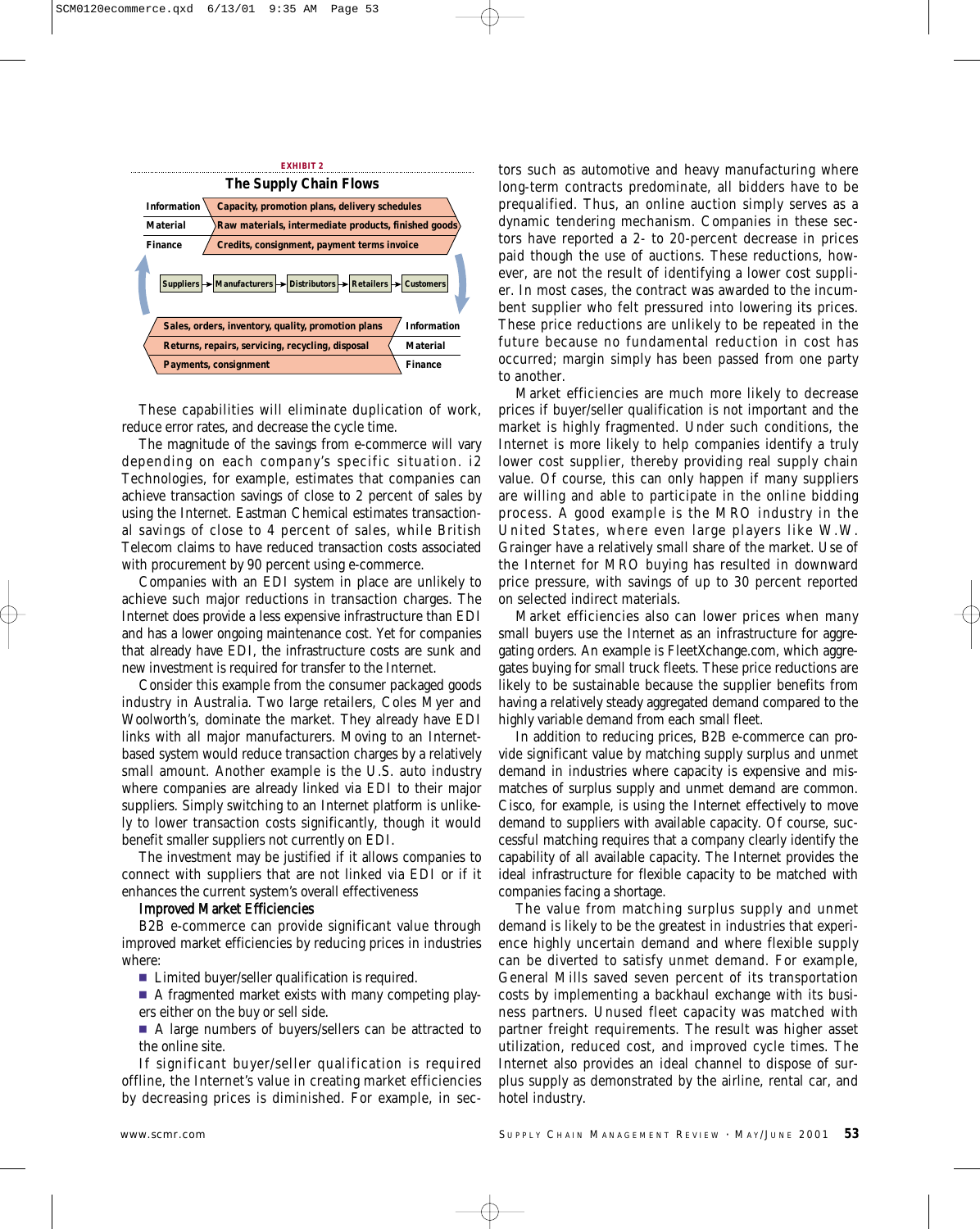**EXHIBIT 2**

**The Supply Chain Flows**

| | |
|---|---|
| **Information** | Capacity, promotion plans, delivery schedules |
| **Material** | Raw materials, intermediate products, finished goods |
| **Finance** | Credits, consignment, payment terms invoice |

Suppliers → Manufacturers → Distributors → Retailers → Customers

| | |
|---|---|
| Sales, orders, inventory, quality, promotion plans | **Information** |
| Returns, repairs, servicing, recycling, disposal | **Material** |
| Payments, consignment | **Finance** |

These capabilities will eliminate duplication of work, reduce error rates, and decrease the cycle time.

The magnitude of the savings from e-commerce will vary depending on each company's specific situation. i2 Technologies, for example, estimates that companies can achieve transaction savings of close to 2 percent of sales by using the Internet. Eastman Chemical estimates transactional savings of close to 4 percent of sales, while British Telecom claims to have reduced transaction costs associated with procurement by 90 percent using e-commerce.

Companies with an EDI system in place are unlikely to achieve such major reductions in transaction charges. The Internet does provide a less expensive infrastructure than EDI and has a lower ongoing maintenance cost. Yet for companies that already have EDI, the infrastructure costs are sunk and new investment is required for transfer to the Internet.

Consider this example from the consumer packaged goods industry in Australia. Two large retailers, Coles Myer and Woolworth's, dominate the market. They already have EDI links with all major manufacturers. Moving to an Internet-based system would reduce transaction charges by a relatively small amount. Another example is the U.S. auto industry where companies are already linked via EDI to their major suppliers. Simply switching to an Internet platform is unlikely to lower transaction costs significantly, though it would benefit smaller suppliers not currently on EDI.

The investment may be justified if it allows companies to connect with suppliers that are not linked via EDI or if it enhances the current system's overall effectiveness

### Improved Market Efficiencies

B2B e-commerce can provide significant value through improved market efficiencies by reducing prices in industries where:

- Limited buyer/seller qualification is required.
- A fragmented market exists with many competing players either on the buy or sell side.
- A large numbers of buyers/sellers can be attracted to the online site.

If significant buyer/seller qualification is required offline, the Internet's value in creating market efficiencies by decreasing prices is diminished. For example, in sectors such as automotive and heavy manufacturing where long-term contracts predominate, all bidders have to be prequalified. Thus, an online auction simply serves as a dynamic tendering mechanism. Companies in these sectors have reported a 2- to 20-percent decrease in prices paid though the use of auctions. These reductions, however, are not the result of identifying a lower cost supplier. In most cases, the contract was awarded to the incumbent supplier who felt pressured into lowering its prices. These price reductions are unlikely to be repeated in the future because no fundamental reduction in cost has occurred; margin simply has been passed from one party to another.

Market efficiencies are much more likely to decrease prices if buyer/seller qualification is not important and the market is highly fragmented. Under such conditions, the Internet is more likely to help companies identify a truly lower cost supplier, thereby providing real supply chain value. Of course, this can only happen if many suppliers are willing and able to participate in the online bidding process. A good example is the MRO industry in the United States, where even large players like W.W. Grainger have a relatively small share of the market. Use of the Internet for MRO buying has resulted in downward price pressure, with savings of up to 30 percent reported on selected indirect materials.

Market efficiencies also can lower prices when many small buyers use the Internet as an infrastructure for aggregating orders. An example is FleetXchange.com, which aggregates buying for small truck fleets. These price reductions are likely to be sustainable because the supplier benefits from having a relatively steady aggregated demand compared to the highly variable demand from each small fleet.

In addition to reducing prices, B2B e-commerce can provide significant value by matching supply surplus and unmet demand in industries where capacity is expensive and mismatches of surplus supply and unmet demand are common. Cisco, for example, is using the Internet effectively to move demand to suppliers with available capacity. Of course, successful matching requires that a company clearly identify the capability of all available capacity. The Internet provides the ideal infrastructure for flexible capacity to be matched with companies facing a shortage.

The value from matching surplus supply and unmet demand is likely to be the greatest in industries that experience highly uncertain demand and where flexible supply can be diverted to satisfy unmet demand. For example, General Mills saved seven percent of its transportation costs by implementing a backhaul exchange with its business partners. Unused fleet capacity was matched with partner freight requirements. The result was higher asset utilization, reduced cost, and improved cycle times. The Internet also provides an ideal channel to dispose of surplus supply as demonstrated by the airline, rental car, and hotel industry.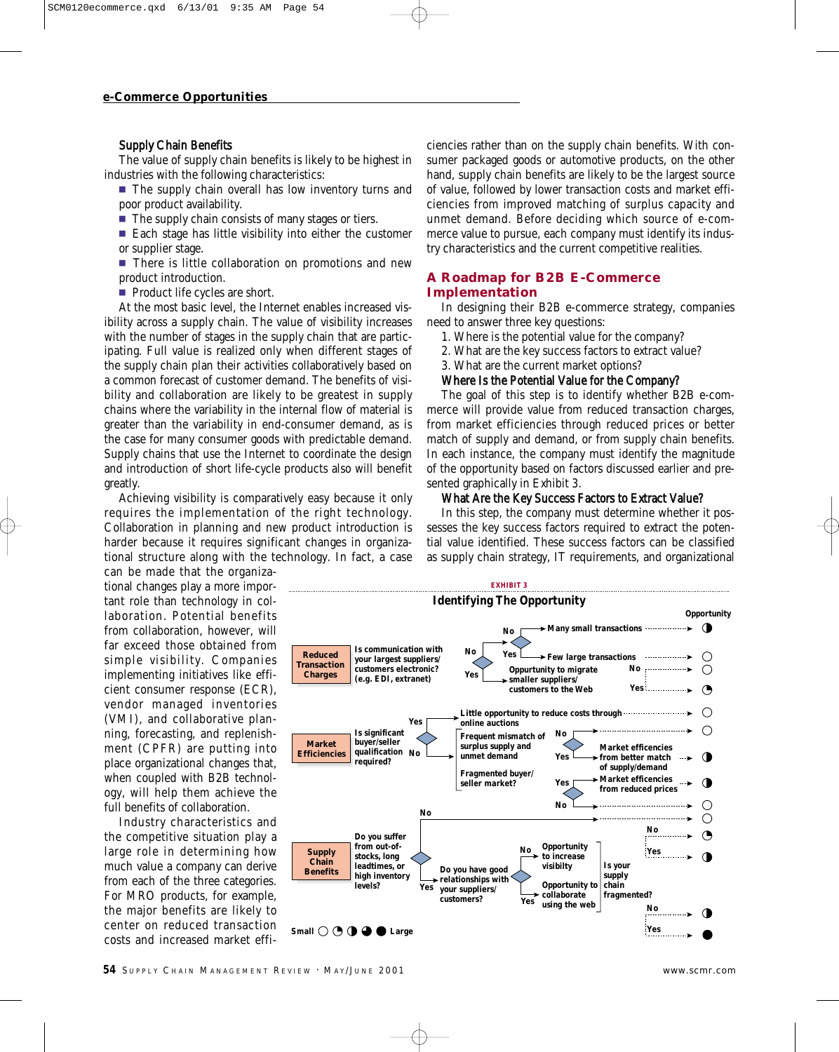### Supply Chain Benefits

The value of supply chain benefits is likely to be highest in industries with the following characteristics:

- The supply chain overall has low inventory turns and poor product availability.
- The supply chain consists of many stages or tiers.
- Each stage has little visibility into either the customer or supplier stage.
- There is little collaboration on promotions and new product introduction.
- Product life cycles are short.

At the most basic level, the Internet enables increased visibility across a supply chain. The value of visibility increases with the number of stages in the supply chain that are participating. Full value is realized only when different stages of the supply chain plan their activities collaboratively based on a common forecast of customer demand. The benefits of visibility and collaboration are likely to be greatest in supply chains where the variability in the internal flow of material is greater than the variability in end-consumer demand, as is the case for many consumer goods with predictable demand. Supply chains that use the Internet to coordinate the design and introduction of short life-cycle products also will benefit greatly.

Achieving visibility is comparatively easy because it only requires the implementation of the right technology. Collaboration in planning and new product introduction is harder because it requires significant changes in organizational structure along with the technology. In fact, a case can be made that the organizational changes play a more important role than technology in collaboration. Potential benefits from collaboration, however, will far exceed those obtained from simple visibility. Companies implementing initiatives like efficient consumer response (ECR), vendor managed inventories (VMI), and collaborative planning, forecasting, and replenishment (CPFR) are putting into place organizational changes that, when coupled with B2B technology, will help them achieve the full benefits of collaboration.

Industry characteristics and the competitive situation play a large role in determining how much value a company can derive from each of the three categories. For MRO products, for example, the major benefits are likely to center on reduced transaction costs and increased market efficiencies rather than on the supply chain benefits. With consumer packaged goods or automotive products, on the other hand, supply chain benefits are likely to be the largest source of value, followed by lower transaction costs and market efficiencies from improved matching of surplus capacity and unmet demand. Before deciding which source of e-commerce value to pursue, each company must identify its industry characteristics and the current competitive realities.

## A Roadmap for B2B E-Commerce Implementation

In designing their B2B e-commerce strategy, companies need to answer three key questions:

1. Where is the potential value for the company?
2. What are the key success factors to extract value?
3. What are the current market options?

### Where Is the Potential Value for the Company?

The goal of this step is to identify whether B2B e-commerce will provide value from reduced transaction charges, from market efficiencies through reduced prices or better match of supply and demand, or from supply chain benefits. In each instance, the company must identify the magnitude of the opportunity based on factors discussed earlier and presented graphically in Exhibit 3.

### What Are the Key Success Factors to Extract Value?

In this step, the company must determine whether it possesses the key success factors required to extract the potential value identified. These success factors can be classified as supply chain strategy, IT requirements, and organizational

**EXHIBIT 3**

**Identifying The Opportunity**

**Reduced Transaction Charges** — Is communication with your largest suppliers/customers electronic? (e.g. EDI, extranet)
- No → Many small transactions? No → Many small transactions: Opportunity ◑; Yes → Few large transactions: Opportunity ○
- Yes → Opportunity to migrate smaller suppliers/customers to the Web? No → ○; Yes → ◔

**Market Efficiencies** — Is significant buyer/seller qualification required?
- Yes → Little opportunity to reduce costs through online auctions: ○
- No → Frequent mismatch of surplus supply and unmet demand? No → ○; Yes → Market efficiencies from better match of supply/demand: ◑
- No → Fragmented buyer/seller market? Yes → Market efficiencies from reduced prices: ◑; No → ○

**Supply Chain Benefits** — Do you suffer from out-of-stocks, long leadtimes, or high inventory levels?
- No → ○
- Yes → Do you have good relationships with your suppliers/customers?
  - No → Opportunity to increase visibility → Is your supply chain fragmented? No → ◔; Yes → ◑
  - Yes → Opportunity to collaborate using the web → Is your supply chain fragmented? No → ◑; Yes → ●

Small ○ ◔ ◑ ◕ ● Large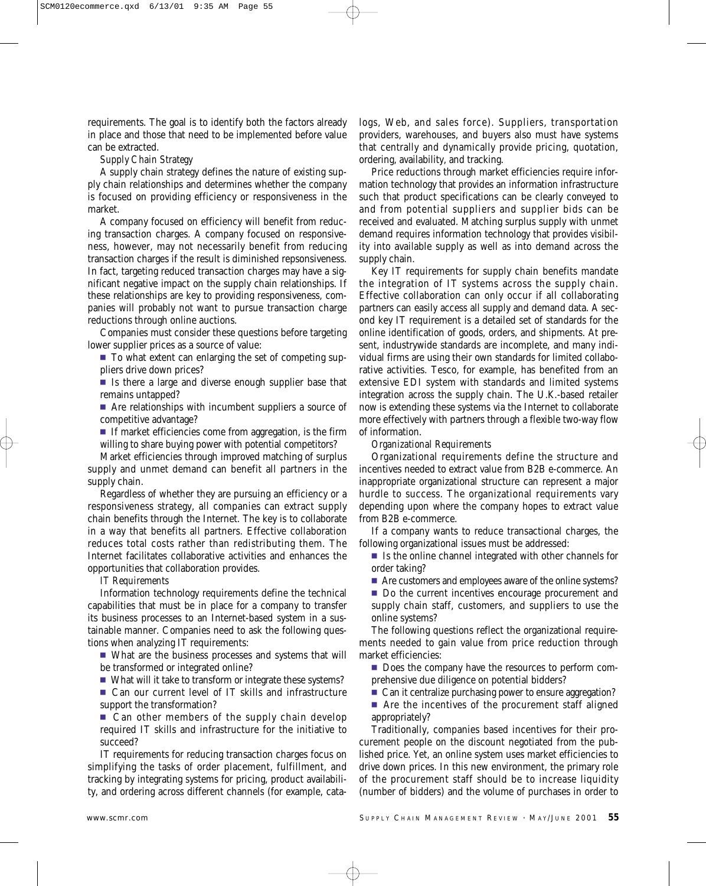requirements. The goal is to identify both the factors already in place and those that need to be implemented before value can be extracted.

*Supply Chain Strategy*

A supply chain strategy defines the nature of existing supply chain relationships and determines whether the company is focused on providing efficiency or responsiveness in the market.

A company focused on efficiency will benefit from reducing transaction charges. A company focused on responsiveness, however, may not necessarily benefit from reducing transaction charges if the result is diminished repsonsiveness. In fact, targeting reduced transaction charges may have a significant negative impact on the supply chain relationships. If these relationships are key to providing responsiveness, companies will probably not want to pursue transaction charge reductions through online auctions.

Companies must consider these questions before targeting lower supplier prices as a source of value:

- To what extent can enlarging the set of competing suppliers drive down prices?
- Is there a large and diverse enough supplier base that remains untapped?
- Are relationships with incumbent suppliers a source of competitive advantage?
- If market efficiencies come from aggregation, is the firm willing to share buying power with potential competitors?

Market efficiencies through improved matching of surplus supply and unmet demand can benefit all partners in the supply chain.

Regardless of whether they are pursuing an efficiency or a responsiveness strategy, all companies can extract supply chain benefits through the Internet. The key is to collaborate in a way that benefits all partners. Effective collaboration reduces total costs rather than redistributing them. The Internet facilitates collaborative activities and enhances the opportunities that collaboration provides.

*IT Requirements*

Information technology requirements define the technical capabilities that must be in place for a company to transfer its business processes to an Internet-based system in a sustainable manner. Companies need to ask the following questions when analyzing IT requirements:

- What are the business processes and systems that will be transformed or integrated online?
- What will it take to transform or integrate these systems?
- Can our current level of IT skills and infrastructure support the transformation?
- Can other members of the supply chain develop required IT skills and infrastructure for the initiative to succeed?

IT requirements for reducing transaction charges focus on simplifying the tasks of order placement, fulfillment, and tracking by integrating systems for pricing, product availability, and ordering across different channels (for example, catalogs, Web, and sales force). Suppliers, transportation providers, warehouses, and buyers also must have systems that centrally and dynamically provide pricing, quotation, ordering, availability, and tracking.

Price reductions through market efficiencies require information technology that provides an information infrastructure such that product specifications can be clearly conveyed to and from potential suppliers and supplier bids can be received and evaluated. Matching surplus supply with unmet demand requires information technology that provides visibility into available supply as well as into demand across the supply chain.

Key IT requirements for supply chain benefits mandate the integration of IT systems across the supply chain. Effective collaboration can only occur if all collaborating partners can easily access all supply and demand data. A second key IT requirement is a detailed set of standards for the online identification of goods, orders, and shipments. At present, industrywide standards are incomplete, and many individual firms are using their own standards for limited collaborative activities. Tesco, for example, has benefited from an extensive EDI system with standards and limited systems integration across the supply chain. The U.K.-based retailer now is extending these systems via the Internet to collaborate more effectively with partners through a flexible two-way flow of information.

*Organizational Requirements*

Organizational requirements define the structure and incentives needed to extract value from B2B e-commerce. An inappropriate organizational structure can represent a major hurdle to success. The organizational requirements vary depending upon where the company hopes to extract value from B2B e-commerce.

If a company wants to reduce transactional charges, the following organizational issues must be addressed:

- Is the online channel integrated with other channels for order taking?
- Are customers and employees aware of the online systems?
- Do the current incentives encourage procurement and supply chain staff, customers, and suppliers to use the online systems?

The following questions reflect the organizational requirements needed to gain value from price reduction through market efficiencies:

- Does the company have the resources to perform comprehensive due diligence on potential bidders?
- Can it centralize purchasing power to ensure aggregation?
- Are the incentives of the procurement staff aligned appropriately?

Traditionally, companies based incentives for their procurement people on the discount negotiated from the published price. Yet, an online system uses market efficiencies to drive down prices. In this new environment, the primary role of the procurement staff should be to increase liquidity (number of bidders) and the volume of purchases in order to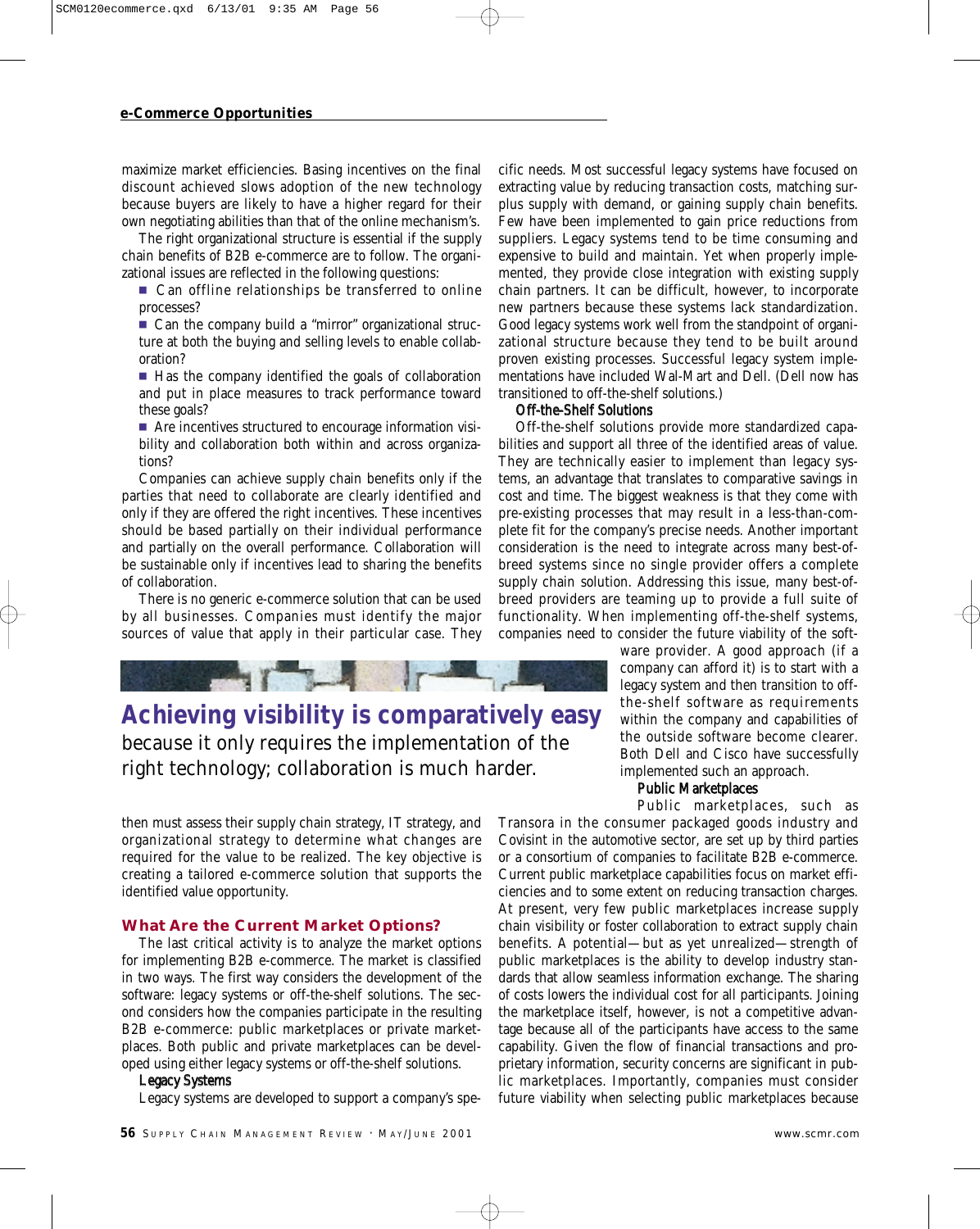maximize market efficiencies. Basing incentives on the final discount achieved slows adoption of the new technology because buyers are likely to have a higher regard for their own negotiating abilities than that of the online mechanism's.

The right organizational structure is essential if the supply chain benefits of B2B e-commerce are to follow. The organizational issues are reflected in the following questions:

- Can offline relationships be transferred to online processes?
- Can the company build a "mirror" organizational structure at both the buying and selling levels to enable collaboration?
- Has the company identified the goals of collaboration and put in place measures to track performance toward these goals?
- Are incentives structured to encourage information visibility and collaboration both within and across organizations?

Companies can achieve supply chain benefits only if the parties that need to collaborate are clearly identified and only if they are offered the right incentives. These incentives should be based partially on their individual performance and partially on the overall performance. Collaboration will be sustainable only if incentives lead to sharing the benefits of collaboration.

There is no generic e-commerce solution that can be used by all businesses. Companies must identify the major sources of value that apply in their particular case. They then must assess their supply chain strategy, IT strategy, and organizational strategy to determine what changes are required for the value to be realized. The key objective is creating a tailored e-commerce solution that supports the identified value opportunity.

**Achieving visibility is comparatively easy** because it only requires the implementation of the right technology; collaboration is much harder.

## What Are the Current Market Options?

The last critical activity is to analyze the market options for implementing B2B e-commerce. The market is classified in two ways. The first way considers the development of the software: legacy systems or off-the-shelf solutions. The second considers how the companies participate in the resulting B2B e-commerce: public marketplaces or private marketplaces. Both public and private marketplaces can be developed using either legacy systems or off-the-shelf solutions.

### Legacy Systems

Legacy systems are developed to support a company's specific needs. Most successful legacy systems have focused on extracting value by reducing transaction costs, matching surplus supply with demand, or gaining supply chain benefits. Few have been implemented to gain price reductions from suppliers. Legacy systems tend to be time consuming and expensive to build and maintain. Yet when properly implemented, they provide close integration with existing supply chain partners. It can be difficult, however, to incorporate new partners because these systems lack standardization. Good legacy systems work well from the standpoint of organizational structure because they tend to be built around proven existing processes. Successful legacy system implementations have included Wal-Mart and Dell. (Dell now has transitioned to off-the-shelf solutions.)

### Off-the-Shelf Solutions

Off-the-shelf solutions provide more standardized capabilities and support all three of the identified areas of value. They are technically easier to implement than legacy systems, an advantage that translates to comparative savings in cost and time. The biggest weakness is that they come with pre-existing processes that may result in a less-than-complete fit for the company's precise needs. Another important consideration is the need to integrate across many best-of-breed systems since no single provider offers a complete supply chain solution. Addressing this issue, many best-of-breed providers are teaming up to provide a full suite of functionality. When implementing off-the-shelf systems, companies need to consider the future viability of the software provider. A good approach (if a company can afford it) is to start with a legacy system and then transition to off-the-shelf software as requirements within the company and capabilities of the outside software become clearer. Both Dell and Cisco have successfully implemented such an approach.

### Public Marketplaces

Public marketplaces, such as Transora in the consumer packaged goods industry and Covisint in the automotive sector, are set up by third parties or a consortium of companies to facilitate B2B e-commerce. Current public marketplace capabilities focus on market efficiencies and to some extent on reducing transaction charges. At present, very few public marketplaces increase supply chain visibility or foster collaboration to extract supply chain benefits. A potential—but as yet unrealized—strength of public marketplaces is the ability to develop industry standards that allow seamless information exchange. The sharing of costs lowers the individual cost for all participants. Joining the marketplace itself, however, is not a competitive advantage because all of the participants have access to the same capability. Given the flow of financial transactions and proprietary information, security concerns are significant in public marketplaces. Importantly, companies must consider future viability when selecting public marketplaces because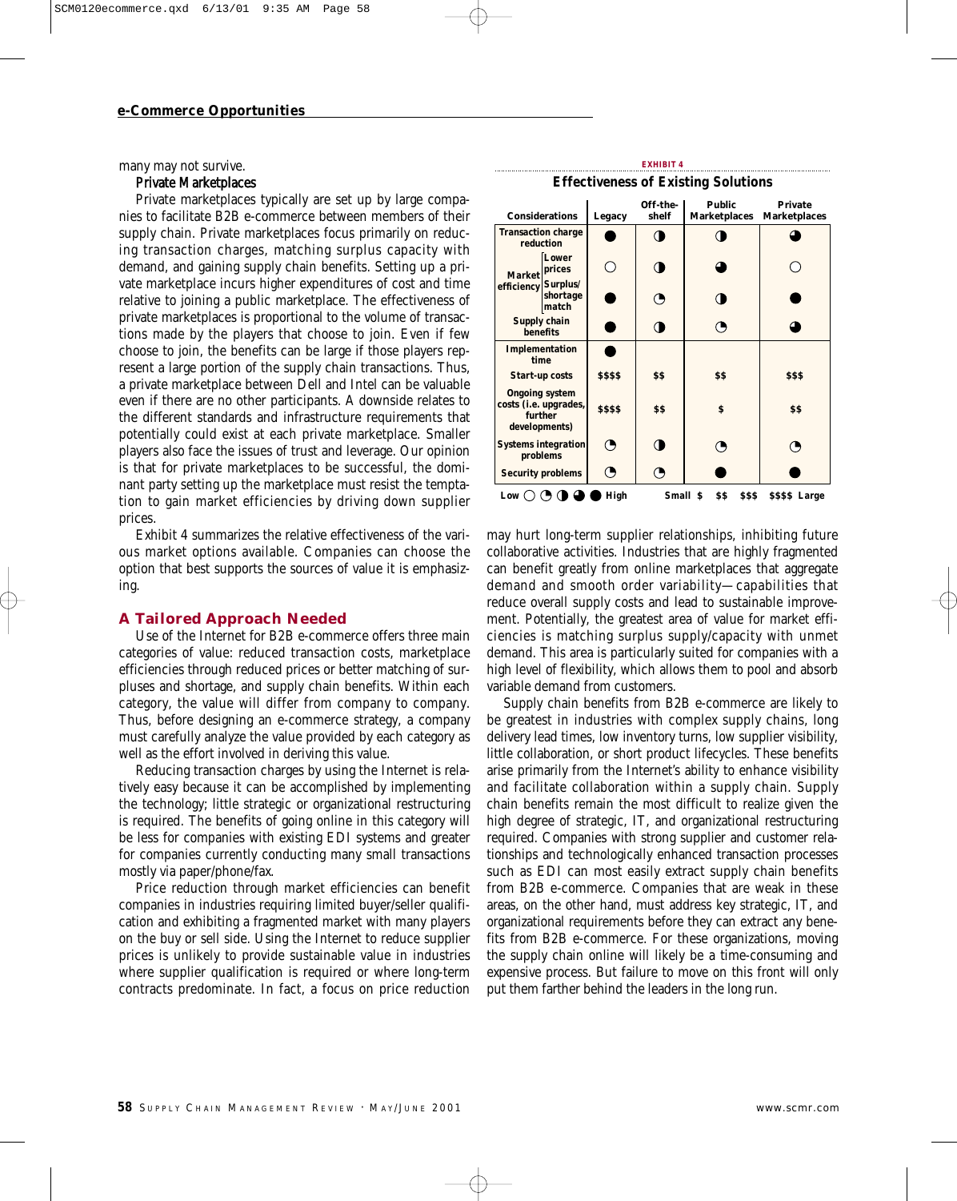many may not survive.

*Private Marketplaces*

Private marketplaces typically are set up by large companies to facilitate B2B e-commerce between members of their supply chain. Private marketplaces focus primarily on reducing transaction charges, matching surplus capacity with demand, and gaining supply chain benefits. Setting up a private marketplace incurs higher expenditures of cost and time relative to joining a public marketplace. The effectiveness of private marketplaces is proportional to the volume of transactions made by the players that choose to join. Even if few choose to join, the benefits can be large if those players represent a large portion of the supply chain transactions. Thus, a private marketplace between Dell and Intel can be valuable even if there are no other participants. A downside relates to the different standards and infrastructure requirements that potentially could exist at each private marketplace. Smaller players also face the issues of trust and leverage. Our opinion is that for private marketplaces to be successful, the dominant party setting up the marketplace must resist the temptation to gain market efficiencies by driving down supplier prices.

Exhibit 4 summarizes the relative effectiveness of the various market options available. Companies can choose the option that best supports the sources of value it is emphasizing.

**EXHIBIT 4**

**Effectiveness of Existing Solutions**

| Considerations | | Legacy | Off-the-shelf | Public Marketplaces | Private Marketplaces |
|---|---|---|---|---|---|
| Transaction charge reduction | | ● | ◑ | ◑ | ◕ |
| Market efficiency | Lower prices | ○ | ◑ | ◕ | ○ |
| | Surplus/shortage match | ● | ◔ | ◑ | ● |
| Supply chain benefits | | ● | ◑ | ◔ | ◕ |
| Implementation time | | ● | | | |
| Start-up costs | | $$$$ | $$ | $$ | $$$ |
| Ongoing system costs (i.e. upgrades, further developments) | | $$$$ | $$ | $ | $$ |
| Systems integration problems | | ◔ | ◑ | ◔ | ◔ |
| Security problems | | ◔ | ◔ | ● | ● |

Low ○ ◔ ◑ ◕ ● High     Small $ $$ $$$ $$$$ Large

## A Tailored Approach Needed

Use of the Internet for B2B e-commerce offers three main categories of value: reduced transaction costs, marketplace efficiencies through reduced prices or better matching of surpluses and shortage, and supply chain benefits. Within each category, the value will differ from company to company. Thus, before designing an e-commerce strategy, a company must carefully analyze the value provided by each category as well as the effort involved in deriving this value.

Reducing transaction charges by using the Internet is relatively easy because it can be accomplished by implementing the technology; little strategic or organizational restructuring is required. The benefits of going online in this category will be less for companies with existing EDI systems and greater for companies currently conducting many small transactions mostly via paper/phone/fax.

Price reduction through market efficiencies can benefit companies in industries requiring limited buyer/seller qualification and exhibiting a fragmented market with many players on the buy or sell side. Using the Internet to reduce supplier prices is unlikely to provide sustainable value in industries where supplier qualification is required or where long-term contracts predominate. In fact, a focus on price reduction may hurt long-term supplier relationships, inhibiting future collaborative activities. Industries that are highly fragmented can benefit greatly from online marketplaces that aggregate demand and smooth order variability—capabilities that reduce overall supply costs and lead to sustainable improvement. Potentially, the greatest area of value for market efficiencies is matching surplus supply/capacity with unmet demand. This area is particularly suited for companies with a high level of flexibility, which allows them to pool and absorb variable demand from customers.

Supply chain benefits from B2B e-commerce are likely to be greatest in industries with complex supply chains, long delivery lead times, low inventory turns, low supplier visibility, little collaboration, or short product lifecycles. These benefits arise primarily from the Internet's ability to enhance visibility and facilitate collaboration within a supply chain. Supply chain benefits remain the most difficult to realize given the high degree of strategic, IT, and organizational restructuring required. Companies with strong supplier and customer relationships and technologically enhanced transaction processes such as EDI can most easily extract supply chain benefits from B2B e-commerce. Companies that are weak in these areas, on the other hand, must address key strategic, IT, and organizational requirements before they can extract any benefits from B2B e-commerce. For these organizations, moving the supply chain online will likely be a time-consuming and expensive process. But failure to move on this front will only put them farther behind the leaders in the long run.